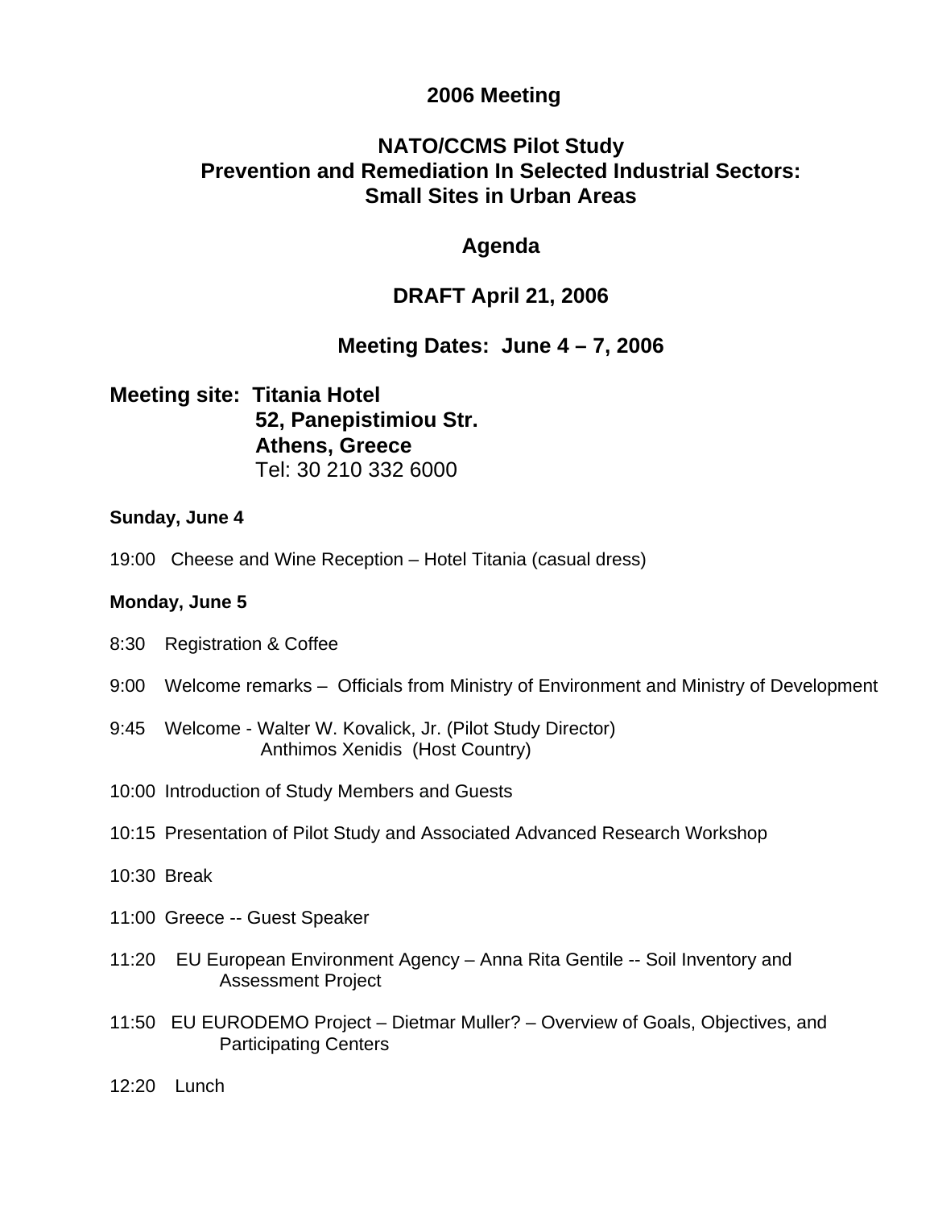# 2006 Meeting

## NATO/CCMS Pilot Study
## Prevention and Remediation In Selected Industrial Sectors: Small Sites in Urban Areas

## Agenda

### DRAFT April 21, 2006

### Meeting Dates: June 4 – 7, 2006

**Meeting site: Titania Hotel**
**52, Panepistimiou Str.**
**Athens, Greece**
Tel: 30 210 332 6000

**Sunday, June 4**

19:00 Cheese and Wine Reception – Hotel Titania (casual dress)

**Monday, June 5**

8:30 Registration & Coffee

9:00 Welcome remarks – Officials from Ministry of Environment and Ministry of Development

9:45 Welcome - Walter W. Kovalick, Jr. (Pilot Study Director)
Anthimos Xenidis (Host Country)

10:00 Introduction of Study Members and Guests

10:15 Presentation of Pilot Study and Associated Advanced Research Workshop

10:30 Break

11:00 Greece -- Guest Speaker

11:20 EU European Environment Agency – Anna Rita Gentile -- Soil Inventory and Assessment Project

11:50 EU EURODEMO Project – Dietmar Muller? – Overview of Goals, Objectives, and Participating Centers

12:20 Lunch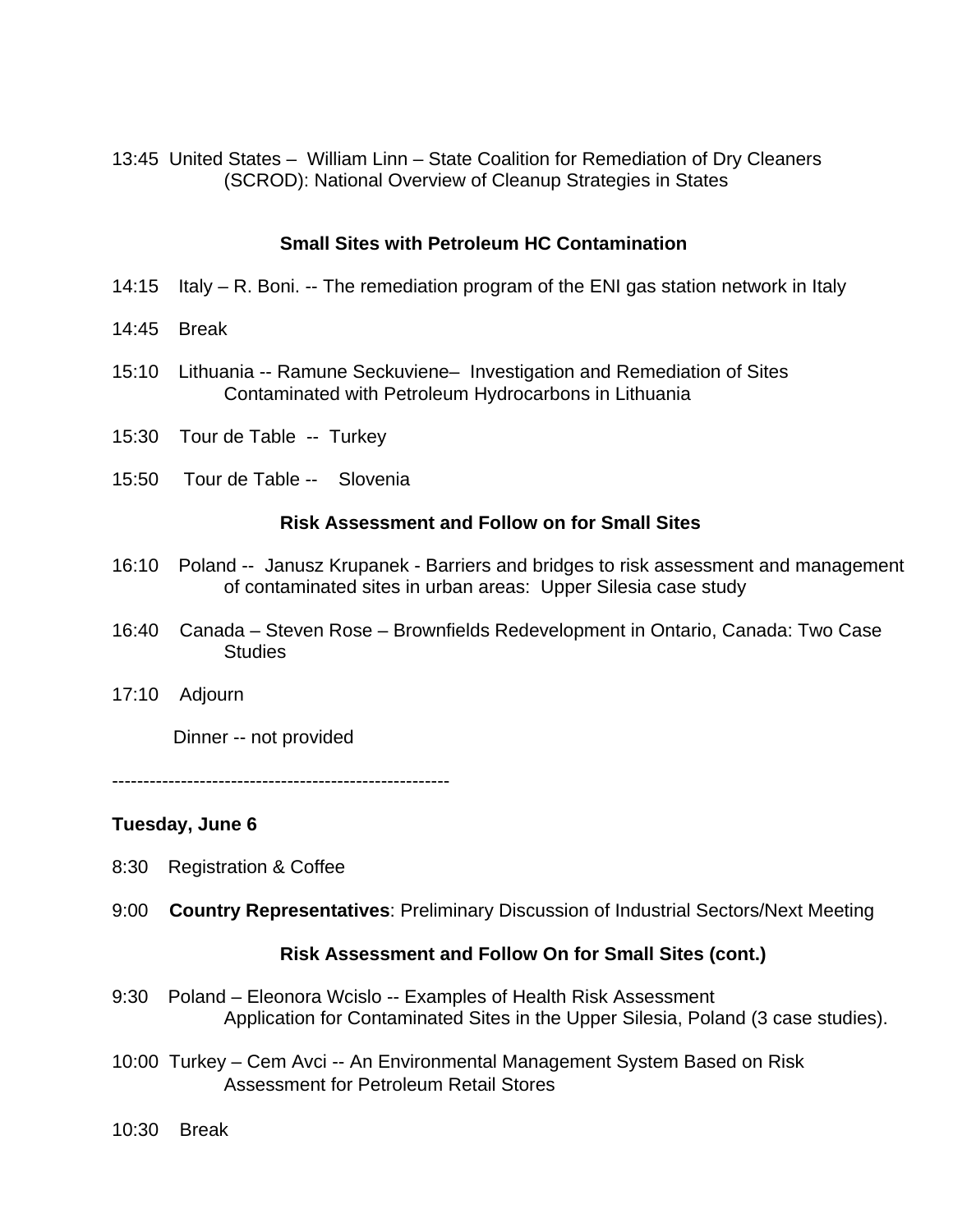13:45 United States – William Linn – State Coalition for Remediation of Dry Cleaners (SCROD): National Overview of Cleanup Strategies in States

**Small Sites with Petroleum HC Contamination**

14:15 Italy – R. Boni. -- The remediation program of the ENI gas station network in Italy

14:45 Break

15:10 Lithuania -- Ramune Seckuviene– Investigation and Remediation of Sites Contaminated with Petroleum Hydrocarbons in Lithuania

15:30 Tour de Table -- Turkey

15:50 Tour de Table -- Slovenia

**Risk Assessment and Follow on for Small Sites**

16:10 Poland -- Janusz Krupanek - Barriers and bridges to risk assessment and management of contaminated sites in urban areas: Upper Silesia case study

16:40 Canada – Steven Rose – Brownfields Redevelopment in Ontario, Canada: Two Case Studies

17:10 Adjourn

Dinner -- not provided

------------------------------------------------------

**Tuesday, June 6**

8:30 Registration & Coffee

9:00 **Country Representatives**: Preliminary Discussion of Industrial Sectors/Next Meeting

**Risk Assessment and Follow On for Small Sites (cont.)**

9:30 Poland – Eleonora Wcislo -- Examples of Health Risk Assessment Application for Contaminated Sites in the Upper Silesia, Poland (3 case studies).

10:00 Turkey – Cem Avci -- An Environmental Management System Based on Risk Assessment for Petroleum Retail Stores

10:30 Break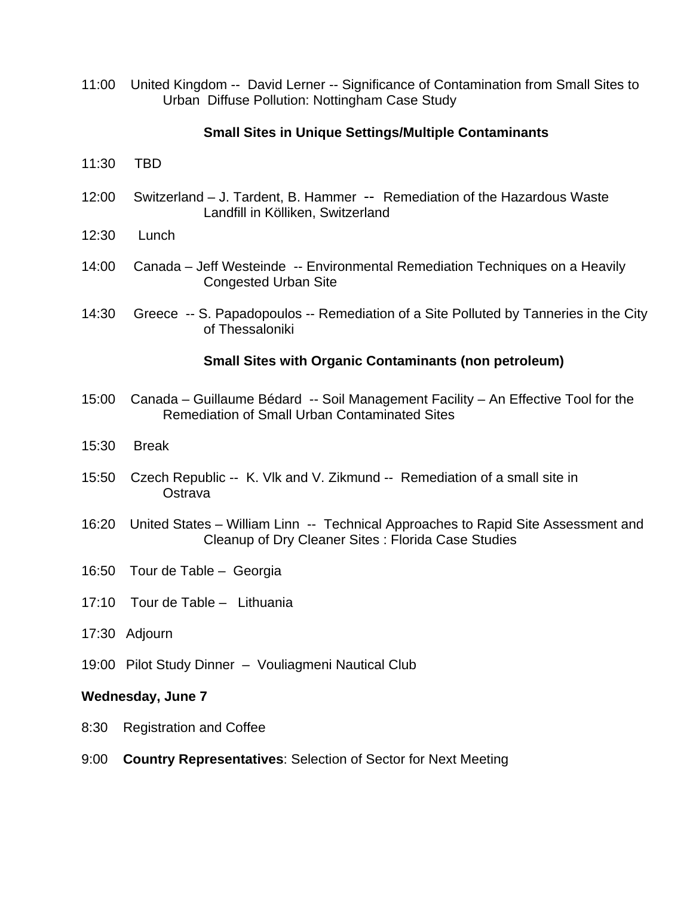11:00 United Kingdom -- David Lerner -- Significance of Contamination from Small Sites to Urban Diffuse Pollution: Nottingham Case Study

**Small Sites in Unique Settings/Multiple Contaminants**

11:30 TBD

12:00 Switzerland – J. Tardent, B. Hammer -- Remediation of the Hazardous Waste Landfill in Kölliken, Switzerland

12:30 Lunch

14:00 Canada – Jeff Westeinde -- Environmental Remediation Techniques on a Heavily Congested Urban Site

14:30 Greece -- S. Papadopoulos -- Remediation of a Site Polluted by Tanneries in the City of Thessaloniki

**Small Sites with Organic Contaminants (non petroleum)**

15:00 Canada – Guillaume Bédard -- Soil Management Facility – An Effective Tool for the Remediation of Small Urban Contaminated Sites

15:30 Break

15:50 Czech Republic -- K. Vlk and V. Zikmund -- Remediation of a small site in Ostrava

16:20 United States – William Linn -- Technical Approaches to Rapid Site Assessment and Cleanup of Dry Cleaner Sites : Florida Case Studies

16:50 Tour de Table – Georgia

17:10 Tour de Table – Lithuania

17:30 Adjourn

19:00 Pilot Study Dinner – Vouliagmeni Nautical Club

**Wednesday, June 7**

8:30 Registration and Coffee

9:00 **Country Representatives**: Selection of Sector for Next Meeting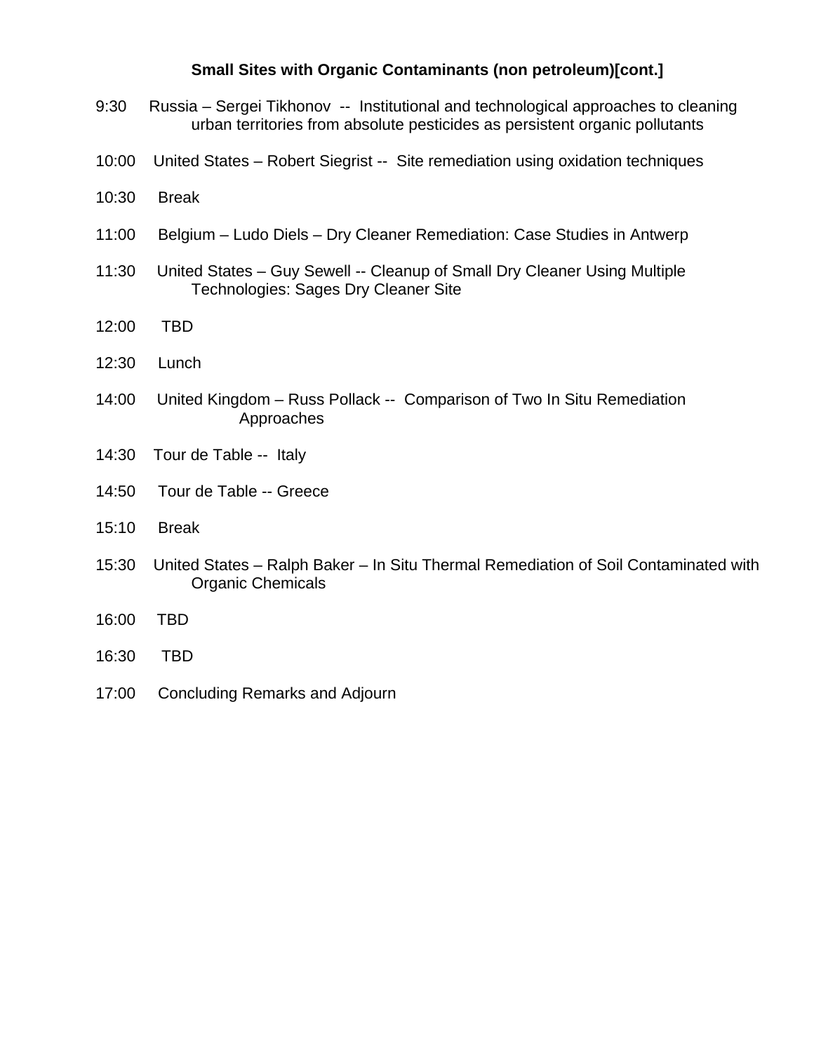### Small Sites with Organic Contaminants (non petroleum)[cont.]

9:30 Russia – Sergei Tikhonov -- Institutional and technological approaches to cleaning urban territories from absolute pesticides as persistent organic pollutants

10:00 United States – Robert Siegrist -- Site remediation using oxidation techniques

10:30 Break

11:00 Belgium – Ludo Diels – Dry Cleaner Remediation: Case Studies in Antwerp

11:30 United States – Guy Sewell -- Cleanup of Small Dry Cleaner Using Multiple Technologies: Sages Dry Cleaner Site

12:00 TBD

12:30 Lunch

14:00 United Kingdom – Russ Pollack -- Comparison of Two In Situ Remediation Approaches

14:30 Tour de Table -- Italy

14:50 Tour de Table -- Greece

15:10 Break

15:30 United States – Ralph Baker – In Situ Thermal Remediation of Soil Contaminated with Organic Chemicals

16:00 TBD

16:30 TBD

17:00 Concluding Remarks and Adjourn